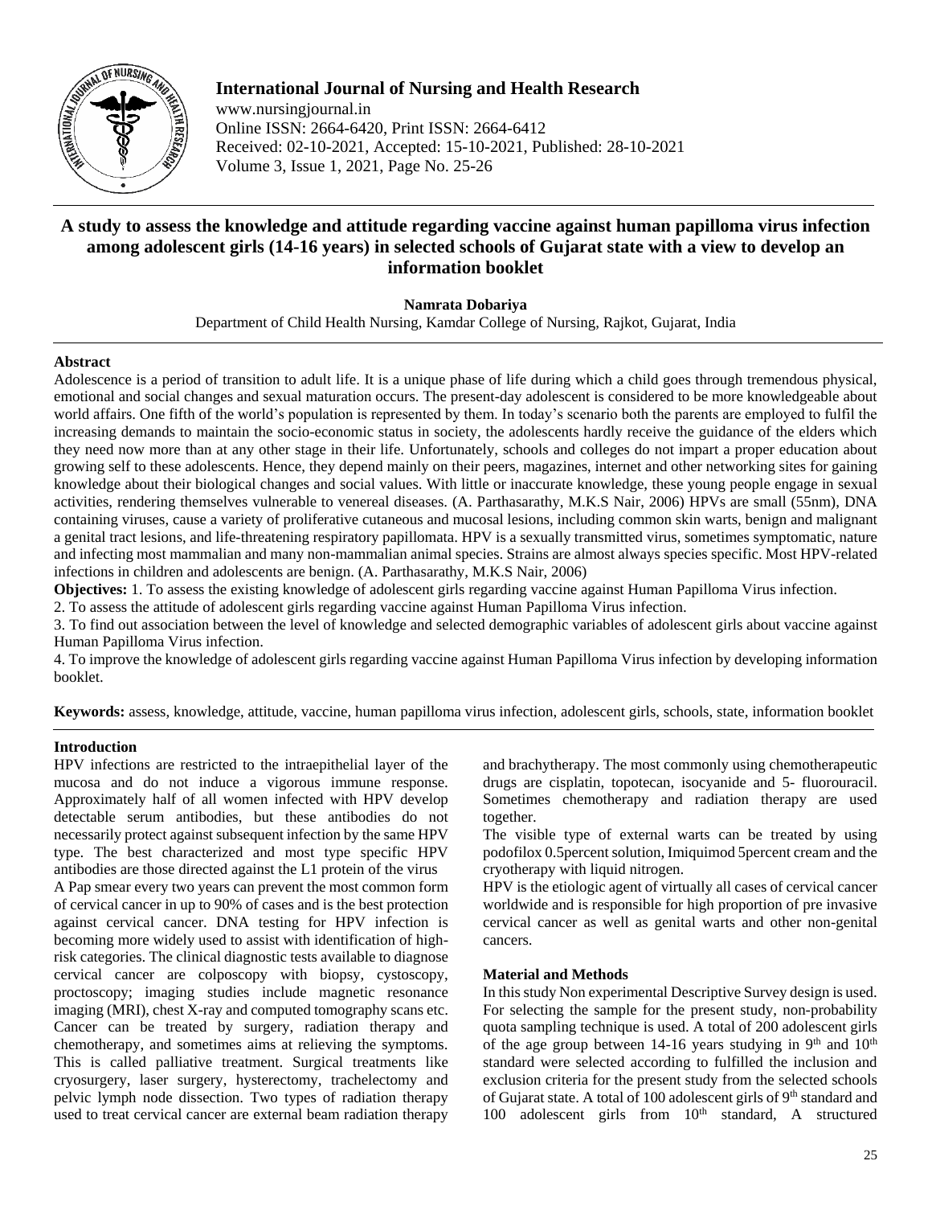# A study to assess the knowledge and attitude regarding vaccine against human papilloma virus infection among adolescent girls (14-16 years) in selected schools of Gujarat state with a view to develop an information booklet

**Namrata Dobariya**

Department of Child Health Nursing, Kamdar College of Nursing, Rajkot, Gujarat, India

## Abstract

Adolescence is a period of transition to adult life. It is a unique phase of life during which a child goes through tremendous physical, emotional and social changes and sexual maturation occurs. The present-day adolescent is considered to be more knowledgeable about world affairs. One fifth of the world's population is represented by them. In today's scenario both the parents are employed to fulfil the increasing demands to maintain the socio-economic status in society, the adolescents hardly receive the guidance of the elders which they need now more than at any other stage in their life. Unfortunately, schools and colleges do not impart a proper education about growing self to these adolescents. Hence, they depend mainly on their peers, magazines, internet and other networking sites for gaining knowledge about their biological changes and social values. With little or inaccurate knowledge, these young people engage in sexual activities, rendering themselves vulnerable to venereal diseases. (A. Parthasarathy, M.K.S Nair, 2006) HPVs are small (55nm), DNA containing viruses, cause a variety of proliferative cutaneous and mucosal lesions, including common skin warts, benign and malignant a genital tract lesions, and life-threatening respiratory papillomata. HPV is a sexually transmitted virus, sometimes symptomatic, nature and infecting most mammalian and many non-mammalian animal species. Strains are almost always species specific. Most HPV-related infections in children and adolescents are benign. (A. Parthasarathy, M.K.S Nair, 2006)

**Objectives:** 1. To assess the existing knowledge of adolescent girls regarding vaccine against Human Papilloma Virus infection.

2. To assess the attitude of adolescent girls regarding vaccine against Human Papilloma Virus infection.

3. To find out association between the level of knowledge and selected demographic variables of adolescent girls about vaccine against Human Papilloma Virus infection.

4. To improve the knowledge of adolescent girls regarding vaccine against Human Papilloma Virus infection by developing information booklet.

**Keywords:** assess, knowledge, attitude, vaccine, human papilloma virus infection, adolescent girls, schools, state, information booklet

## Introduction

HPV infections are restricted to the intraepithelial layer of the mucosa and do not induce a vigorous immune response. Approximately half of all women infected with HPV develop detectable serum antibodies, but these antibodies do not necessarily protect against subsequent infection by the same HPV type. The best characterized and most type specific HPV antibodies are those directed against the L1 protein of the virus

A Pap smear every two years can prevent the most common form of cervical cancer in up to 90% of cases and is the best protection against cervical cancer. DNA testing for HPV infection is becoming more widely used to assist with identification of high-risk categories. The clinical diagnostic tests available to diagnose cervical cancer are colposcopy with biopsy, cystoscopy, proctoscopy; imaging studies include magnetic resonance imaging (MRI), chest X-ray and computed tomography scans etc. Cancer can be treated by surgery, radiation therapy and chemotherapy, and sometimes aims at relieving the symptoms. This is called palliative treatment. Surgical treatments like cryosurgery, laser surgery, hysterectomy, trachelectomy and pelvic lymph node dissection. Two types of radiation therapy used to treat cervical cancer are external beam radiation therapy and brachytherapy. The most commonly using chemotherapeutic drugs are cisplatin, topotecan, isocyanide and 5- fluorouracil. Sometimes chemotherapy and radiation therapy are used together.

The visible type of external warts can be treated by using podofilox 0.5percent solution, Imiquimod 5percent cream and the cryotherapy with liquid nitrogen.

HPV is the etiologic agent of virtually all cases of cervical cancer worldwide and is responsible for high proportion of pre invasive cervical cancer as well as genital warts and other non-genital cancers.

## Material and Methods

In this study Non experimental Descriptive Survey design is used. For selecting the sample for the present study, non-probability quota sampling technique is used. A total of 200 adolescent girls of the age group between 14-16 years studying in 9th and 10th standard were selected according to fulfilled the inclusion and exclusion criteria for the present study from the selected schools of Gujarat state. A total of 100 adolescent girls of 9th standard and 100 adolescent girls from 10th standard, A structured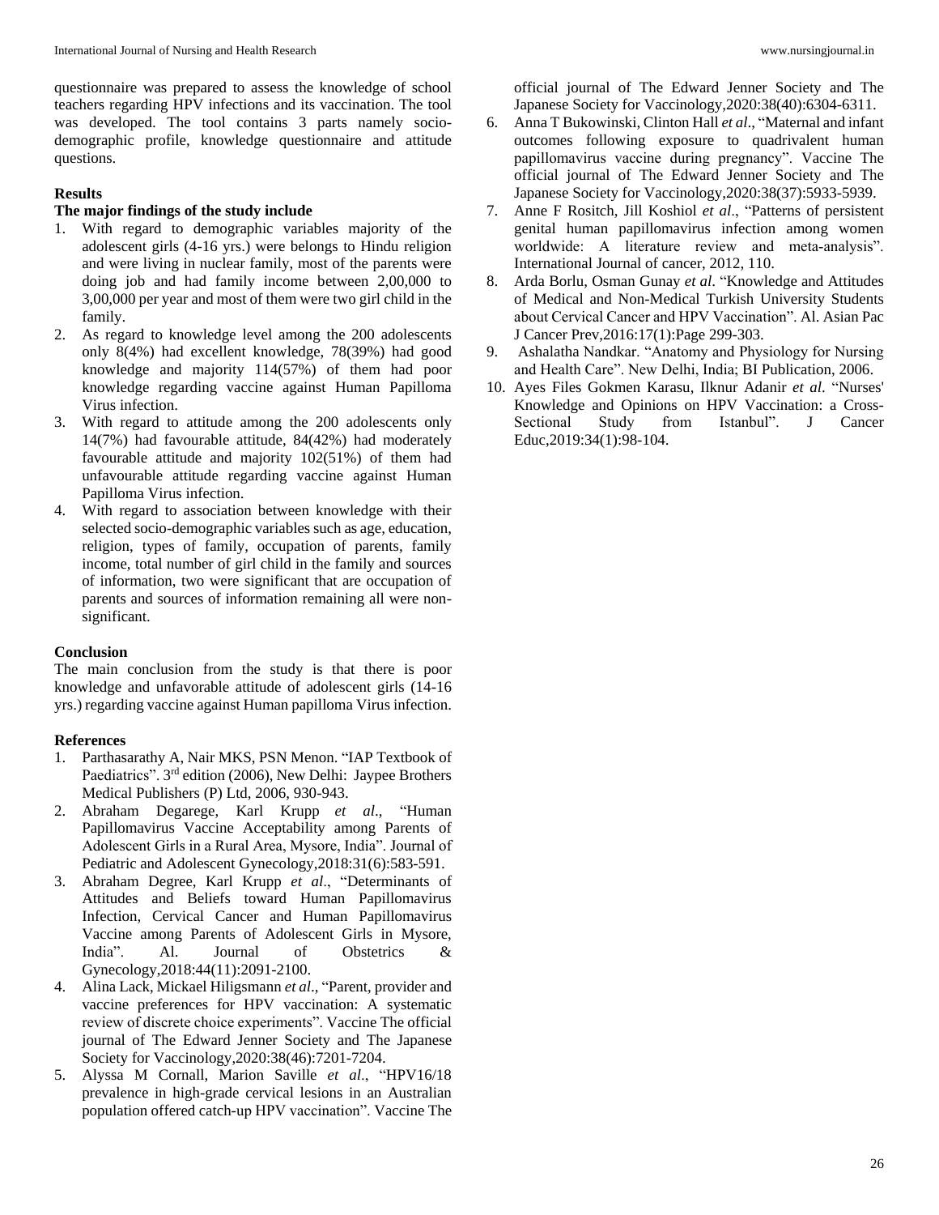questionnaire was prepared to assess the knowledge of school teachers regarding HPV infections and its vaccination. The tool was developed. The tool contains 3 parts namely socio-demographic profile, knowledge questionnaire and attitude questions.

## Results

### The major findings of the study include

1. With regard to demographic variables majority of the adolescent girls (4-16 yrs.) were belongs to Hindu religion and were living in nuclear family, most of the parents were doing job and had family income between 2,00,000 to 3,00,000 per year and most of them were two girl child in the family.
2. As regard to knowledge level among the 200 adolescents only 8(4%) had excellent knowledge, 78(39%) had good knowledge and majority 114(57%) of them had poor knowledge regarding vaccine against Human Papilloma Virus infection.
3. With regard to attitude among the 200 adolescents only 14(7%) had favourable attitude, 84(42%) had moderately favourable attitude and majority 102(51%) of them had unfavourable attitude regarding vaccine against Human Papilloma Virus infection.
4. With regard to association between knowledge with their selected socio-demographic variables such as age, education, religion, types of family, occupation of parents, family income, total number of girl child in the family and sources of information, two were significant that are occupation of parents and sources of information remaining all were non-significant.

## Conclusion

The main conclusion from the study is that there is poor knowledge and unfavorable attitude of adolescent girls (14-16 yrs.) regarding vaccine against Human papilloma Virus infection.

## References

1. Parthasarathy A, Nair MKS, PSN Menon. "IAP Textbook of Paediatrics". 3rd edition (2006), New Delhi: Jaypee Brothers Medical Publishers (P) Ltd, 2006, 930-943.
2. Abraham Degarege, Karl Krupp *et al*., "Human Papillomavirus Vaccine Acceptability among Parents of Adolescent Girls in a Rural Area, Mysore, India". Journal of Pediatric and Adolescent Gynecology,2018:31(6):583-591.
3. Abraham Degree, Karl Krupp *et al*., "Determinants of Attitudes and Beliefs toward Human Papillomavirus Infection, Cervical Cancer and Human Papillomavirus Vaccine among Parents of Adolescent Girls in Mysore, India". Al. Journal of Obstetrics & Gynecology,2018:44(11):2091-2100.
4. Alina Lack, Mickael Hiligsmann *et al*., "Parent, provider and vaccine preferences for HPV vaccination: A systematic review of discrete choice experiments". Vaccine The official journal of The Edward Jenner Society and The Japanese Society for Vaccinology,2020:38(46):7201-7204.
5. Alyssa M Cornall, Marion Saville *et al*., "HPV16/18 prevalence in high-grade cervical lesions in an Australian population offered catch-up HPV vaccination". Vaccine The official journal of The Edward Jenner Society and The Japanese Society for Vaccinology,2020:38(40):6304-6311.
6. Anna T Bukowinski, Clinton Hall *et al*., "Maternal and infant outcomes following exposure to quadrivalent human papillomavirus vaccine during pregnancy". Vaccine The official journal of The Edward Jenner Society and The Japanese Society for Vaccinology,2020:38(37):5933-5939.
7. Anne F Rositch, Jill Koshiol *et al*., "Patterns of persistent genital human papillomavirus infection among women worldwide: A literature review and meta-analysis". International Journal of cancer, 2012, 110.
8. Arda Borlu, Osman Gunay *et al*. "Knowledge and Attitudes of Medical and Non-Medical Turkish University Students about Cervical Cancer and HPV Vaccination". Al. Asian Pac J Cancer Prev,2016:17(1):Page 299-303.
9. Ashalatha Nandkar. "Anatomy and Physiology for Nursing and Health Care". New Delhi, India; BI Publication, 2006.
10. Ayes Files Gokmen Karasu, Ilknur Adanir *et al*. "Nurses' Knowledge and Opinions on HPV Vaccination: a Cross-Sectional Study from Istanbul". J Cancer Educ,2019:34(1):98-104.